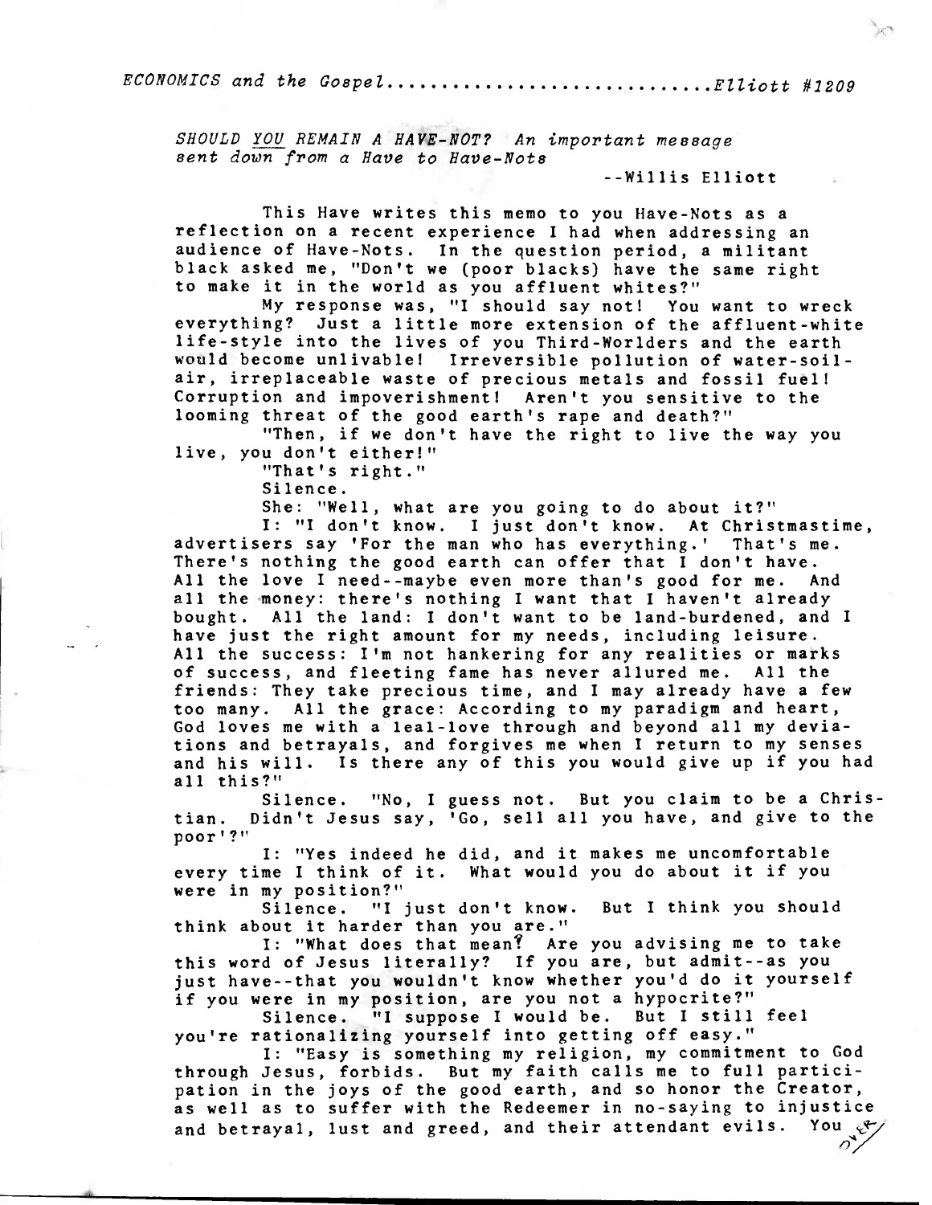*ECONOMICS and the Gospel..........................Elliott #1209*

*SHOULD YOU REMAIN A HAVE-NOT? An important message sent down from a Have to Have-Nots*

--Willis Elliott

This Have writes this memo to you Have-Nots as a reflection on a recent experience I had when addressing an audience of Have-Nots. In the question period, a militant black asked me, "Don't we (poor blacks) have the same right to make it in the world as you affluent whites?"

My response was, "I should say not! You want to wreck everything? Just a little more extension of the affluent-white life-style into the lives of you Third-Worlders and the earth would become unlivable! Irreversible pollution of water-soil-air, irreplaceable waste of precious metals and fossil fuel! Corruption and impoverishment! Aren't you sensitive to the looming threat of the good earth's rape and death?"

"Then, if we don't have the right to live the way you live, you don't either!"

"That's right."

Silence.

She: "Well, what are you going to do about it?"

I: "I don't know. I just don't know. At Christmastime, advertisers say 'For the man who has everything.' That's me. There's nothing the good earth can offer that I don't have. All the love I need--maybe even more than's good for me. And all the money: there's nothing I want that I haven't already bought. All the land: I don't want to be land-burdened, and I have just the right amount for my needs, including leisure. All the success: I'm not hankering for any realities or marks of success, and fleeting fame has never allured me. All the friends: They take precious time, and I may already have a few too many. All the grace: According to my paradigm and heart, God loves me with a leal-love through and beyond all my deviations and betrayals, and forgives me when I return to my senses and his will. Is there any of this you would give up if you had all this?"

Silence. "No, I guess not. But you claim to be a Christian. Didn't Jesus say, 'Go, sell all you have, and give to the poor'?"

I: "Yes indeed he did, and it makes me uncomfortable every time I think of it. What would you do about it if you were in my position?"

Silence. "I just don't know. But I think you should think about it harder than you are."

I: "What does that mean? Are you advising me to take this word of Jesus literally? If you are, but admit--as you just have--that you wouldn't know whether you'd do it yourself if you were in my position, are you not a hypocrite?"

Silence. "I suppose I would be. But I still feel you're rationalizing yourself into getting off easy."

I: "Easy is something my religion, my commitment to God through Jesus, forbids. But my faith calls me to full participation in the joys of the good earth, and so honor the Creator, as well as to suffer with the Redeemer in no-saying to injustice and betrayal, lust and greed, and their attendant evils. You

over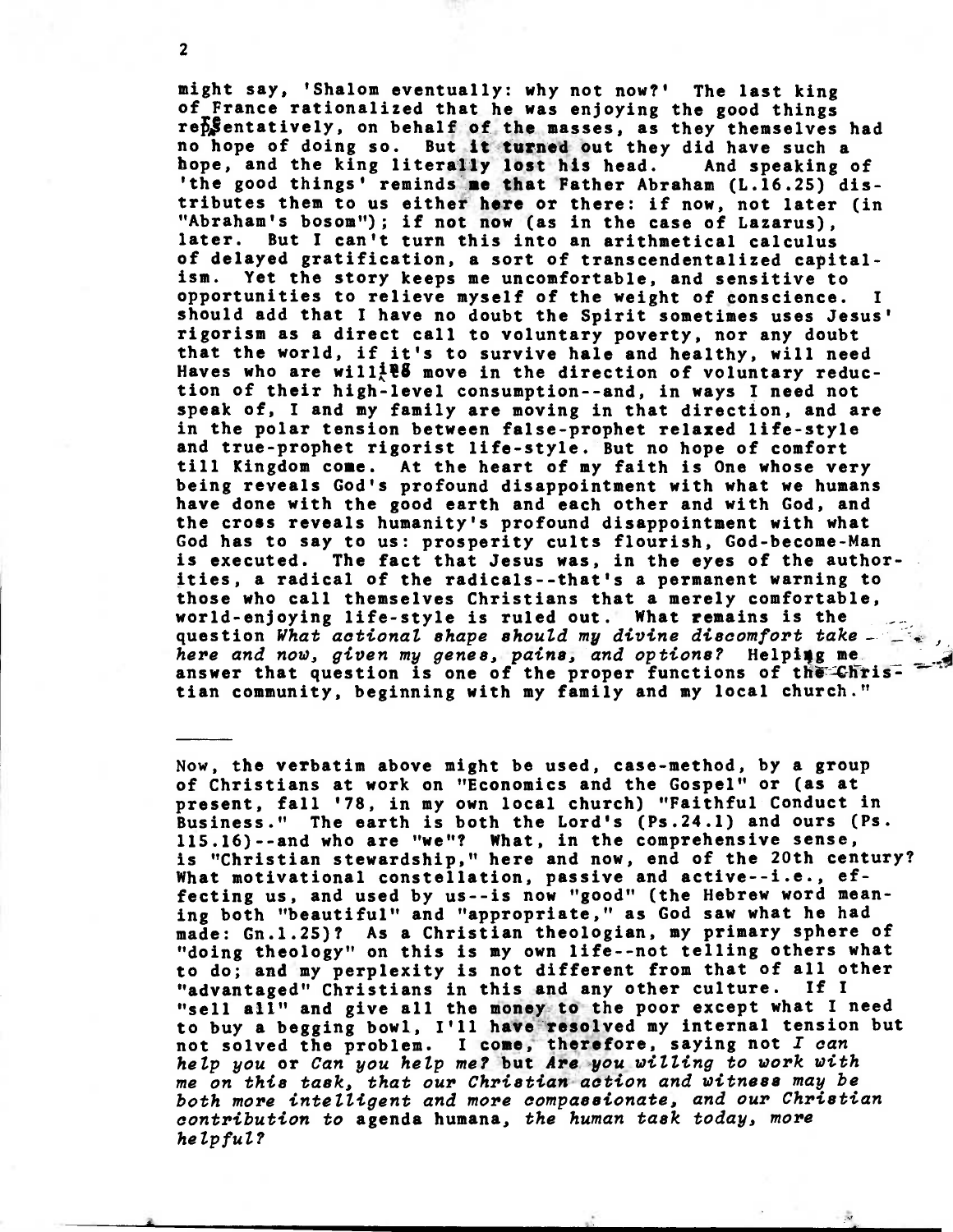might say, 'Shalom eventually: why not now?' The last king of France rationalized that he was enjoying the good things representatively, on behalf of the masses, as they themselves had no hope of doing so. But it turned out they did have such a hope, and the king literally lost his head. And speaking of 'the good things' reminds me that Father Abraham (L.16.25) distributes them to us either here or there: if now, not later (in "Abraham's bosom"); if not now (as in the case of Lazarus), later. But I can't turn this into an arithmetical calculus of delayed gratification, a sort of transcendentalized capitalism. Yet the story keeps me uncomfortable, and sensitive to opportunities to relieve myself of the weight of conscience. I should add that I have no doubt the Spirit sometimes uses Jesus' rigorism as a direct call to voluntary poverty, nor any doubt that the world, if it's to survive hale and healthy, will need Haves who are willing move in the direction of voluntary reduction of their high-level consumption--and, in ways I need not speak of, I and my family are moving in that direction, and are in the polar tension between false-prophet relaxed life-style and true-prophet rigorist life-style. But no hope of comfort till Kingdom come. At the heart of my faith is One whose very being reveals God's profound disappointment with what we humans have done with the good earth and each other and with God, and the cross reveals humanity's profound disappointment with what God has to say to us: prosperity cults flourish, God-become-Man is executed. The fact that Jesus was, in the eyes of the authorities, a radical of the radicals--that's a permanent warning to those who call themselves Christians that a merely comfortable, world-enjoying life-style is ruled out. What remains is the question *What actional shape should my divine discomfort take here and now, given my genes, pains, and options?* Helping me answer that question is one of the proper functions of the Christian community, beginning with my family and my local church."

---

Now, the verbatim above might be used, case-method, by a group of Christians at work on "Economics and the Gospel" or (as at present, fall '78, in my own local church) "Faithful Conduct in Business." The earth is both the Lord's (Ps.24.1) and ours (Ps. 115.16)--and who are "we"? What, in the comprehensive sense, is "Christian stewardship," here and now, end of the 20th century? What motivational constellation, passive and active--i.e., effecting us, and used by us--is now "good" (the Hebrew word meaning both "beautiful" and "appropriate," as God saw what he had made: Gn.1.25)? As a Christian theologian, my primary sphere of "doing theology" on this is my own life--not telling others what to do; and my perplexity is not different from that of all other "advantaged" Christians in this and any other culture. If I "sell all" and give all the money to the poor except what I need to buy a begging bowl, I'll have resolved my internal tension but not solved the problem. I come, therefore, saying not *I can help you* or *Can you help me?* but *Are you willing to work with me on this task, that our Christian action and witness may be both more intelligent and more compassionate, and our Christian contribution to* agenda humana, *the human task today, more helpful?*